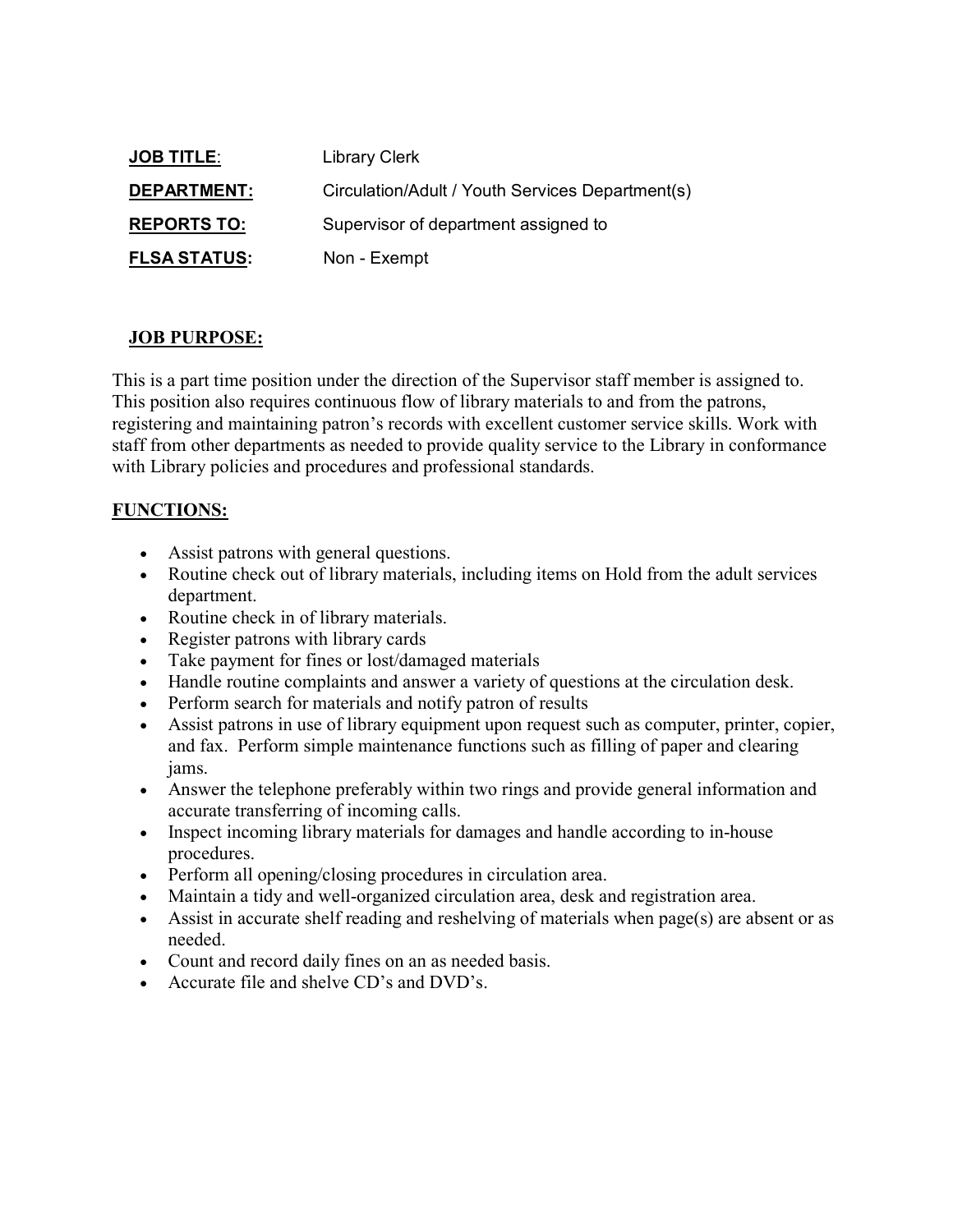**JOB TITLE**: Library Clerk

**DEPARTMENT:** Circulation/Adult / Youth Services Department(s)

**REPORTS TO:** Supervisor of department assigned to

**FLSA STATUS:** Non - Exempt

## JOB PURPOSE:

This is a part time position under the direction of the Supervisor staff member is assigned to. This position also requires continuous flow of library materials to and from the patrons, registering and maintaining patron's records with excellent customer service skills. Work with staff from other departments as needed to provide quality service to the Library in conformance with Library policies and procedures and professional standards.

## FUNCTIONS:

- Assist patrons with general questions.
- Routine check out of library materials, including items on Hold from the adult services department.
- Routine check in of library materials.
- Register patrons with library cards
- Take payment for fines or lost/damaged materials
- Handle routine complaints and answer a variety of questions at the circulation desk.
- Perform search for materials and notify patron of results
- Assist patrons in use of library equipment upon request such as computer, printer, copier, and fax. Perform simple maintenance functions such as filling of paper and clearing jams.
- Answer the telephone preferably within two rings and provide general information and accurate transferring of incoming calls.
- Inspect incoming library materials for damages and handle according to in-house procedures.
- Perform all opening/closing procedures in circulation area.
- Maintain a tidy and well-organized circulation area, desk and registration area.
- Assist in accurate shelf reading and reshelving of materials when page(s) are absent or as needed.
- Count and record daily fines on an as needed basis.
- Accurate file and shelve CD's and DVD's.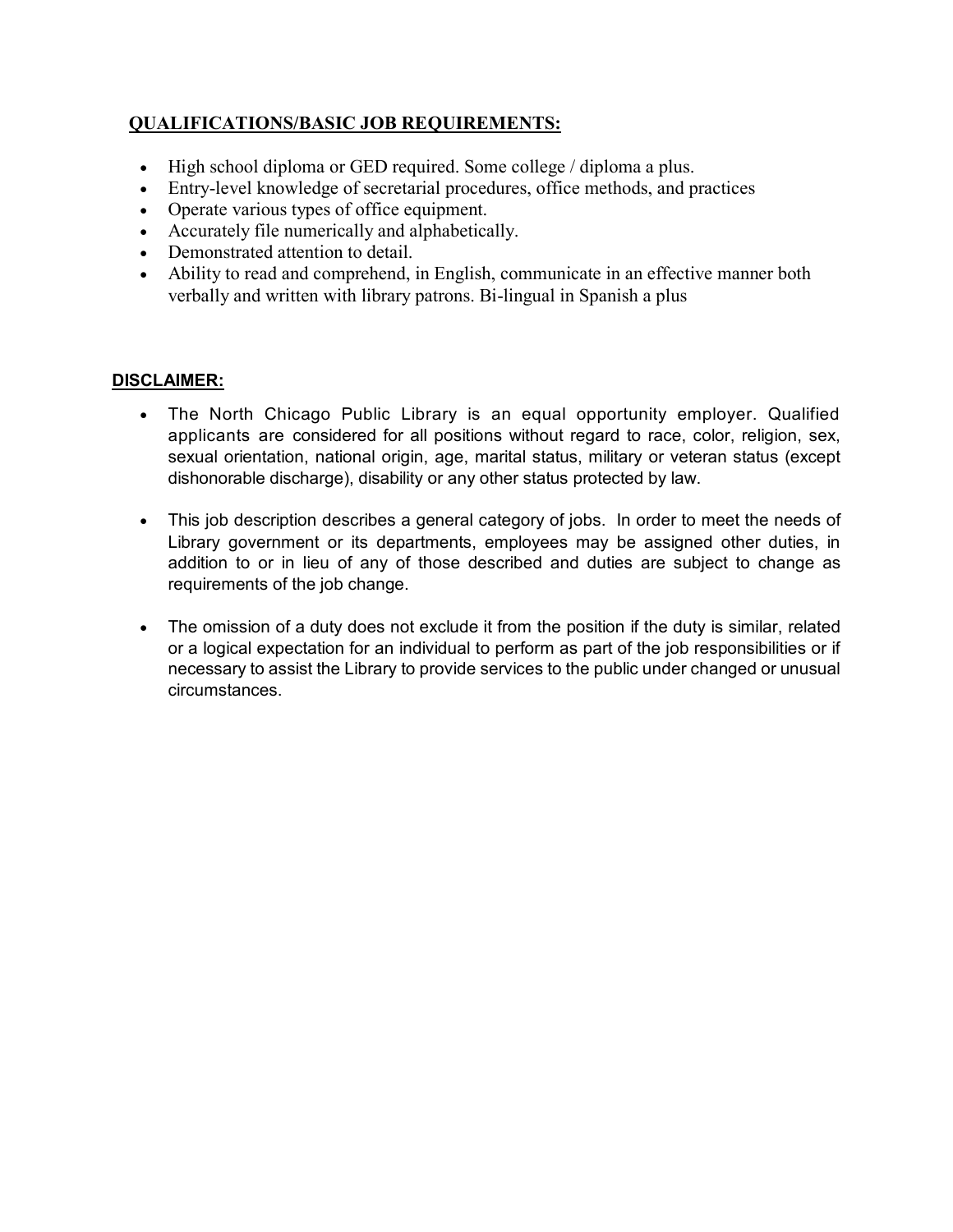## QUALIFICATIONS/BASIC JOB REQUIREMENTS:

- High school diploma or GED required. Some college / diploma a plus.
- Entry-level knowledge of secretarial procedures, office methods, and practices
- Operate various types of office equipment.
- Accurately file numerically and alphabetically.
- Demonstrated attention to detail.
- Ability to read and comprehend, in English, communicate in an effective manner both verbally and written with library patrons. Bi-lingual in Spanish a plus

## DISCLAIMER:

- The North Chicago Public Library is an equal opportunity employer. Qualified applicants are considered for all positions without regard to race, color, religion, sex, sexual orientation, national origin, age, marital status, military or veteran status (except dishonorable discharge), disability or any other status protected by law.

- This job description describes a general category of jobs. In order to meet the needs of Library government or its departments, employees may be assigned other duties, in addition to or in lieu of any of those described and duties are subject to change as requirements of the job change.

- The omission of a duty does not exclude it from the position if the duty is similar, related or a logical expectation for an individual to perform as part of the job responsibilities or if necessary to assist the Library to provide services to the public under changed or unusual circumstances.